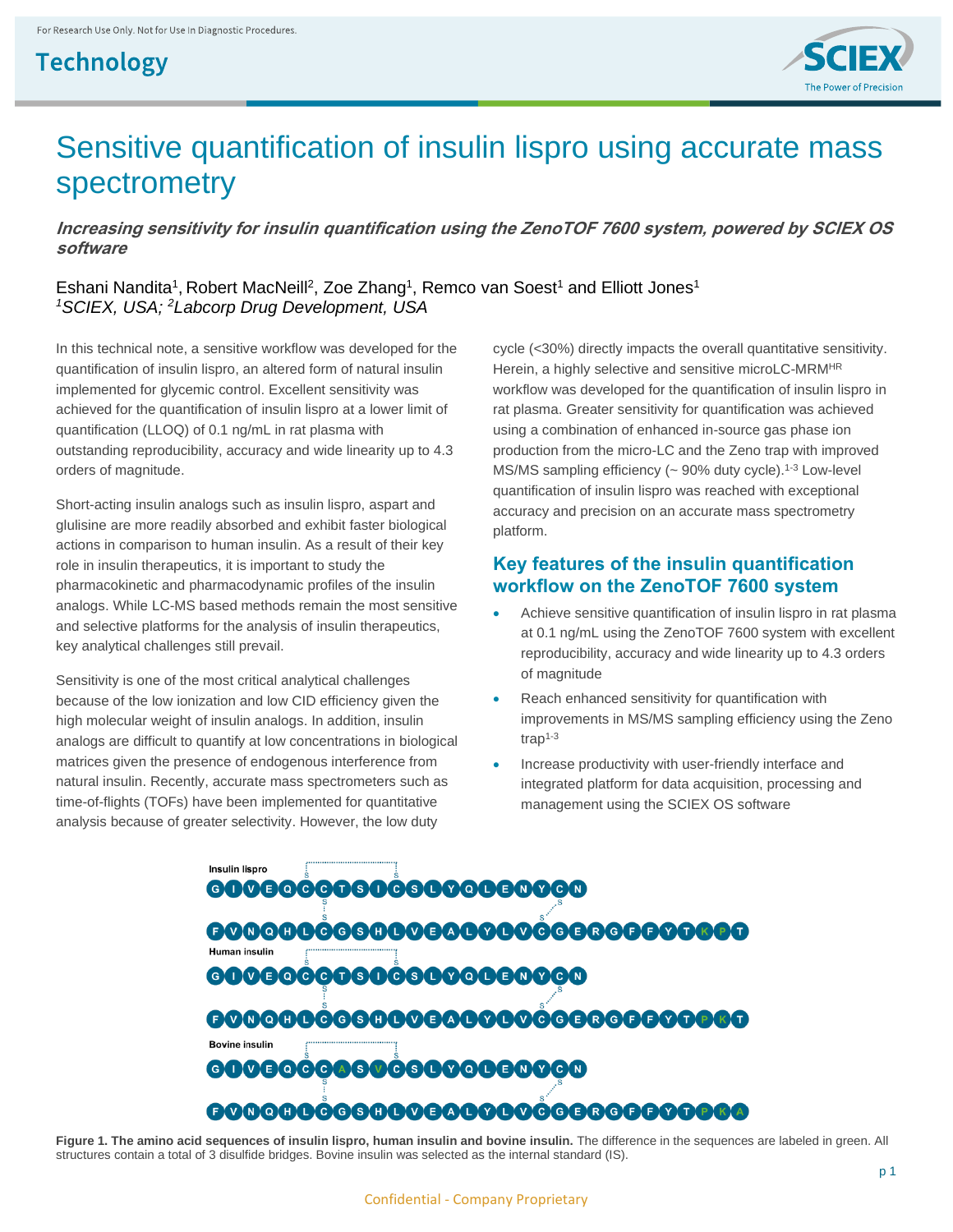For Research Use Only. Not for Use In Diagnostic Procedures.

Technology

# Sensitive quantification of insulin lispro using accurate mass spectrometry

***Increasing sensitivity for insulin quantification using the ZenoTOF 7600 system, powered by SCIEX OS software***

Eshani Nandita[1], Robert MacNeill[2], Zoe Zhang[1], Remco van Soest[1] and Elliott Jones[1]
*[1]SCIEX, USA; [2]Labcorp Drug Development, USA*

In this technical note, a sensitive workflow was developed for the quantification of insulin lispro, an altered form of natural insulin implemented for glycemic control. Excellent sensitivity was achieved for the quantification of insulin lispro at a lower limit of quantification (LLOQ) of 0.1 ng/mL in rat plasma with outstanding reproducibility, accuracy and wide linearity up to 4.3 orders of magnitude.

Short-acting insulin analogs such as insulin lispro, aspart and glulisine are more readily absorbed and exhibit faster biological actions in comparison to human insulin. As a result of their key role in insulin therapeutics, it is important to study the pharmacokinetic and pharmacodynamic profiles of the insulin analogs. While LC-MS based methods remain the most sensitive and selective platforms for the analysis of insulin therapeutics, key analytical challenges still prevail.

Sensitivity is one of the most critical analytical challenges because of the low ionization and low CID efficiency given the high molecular weight of insulin analogs. In addition, insulin analogs are difficult to quantify at low concentrations in biological matrices given the presence of endogenous interference from natural insulin. Recently, accurate mass spectrometers such as time-of-flights (TOFs) have been implemented for quantitative analysis because of greater selectivity. However, the low duty cycle (<30%) directly impacts the overall quantitative sensitivity. Herein, a highly selective and sensitive microLC-MRM$^{HR}$ workflow was developed for the quantification of insulin lispro in rat plasma. Greater sensitivity for quantification was achieved using a combination of enhanced in-source gas phase ion production from the micro-LC and the Zeno trap with improved MS/MS sampling efficiency (~ 90% duty cycle).[1-3] Low-level quantification of insulin lispro was reached with exceptional accuracy and precision on an accurate mass spectrometry platform.

## Key features of the insulin quantification workflow on the ZenoTOF 7600 system

- Achieve sensitive quantification of insulin lispro in rat plasma at 0.1 ng/mL using the ZenoTOF 7600 system with excellent reproducibility, accuracy and wide linearity up to 4.3 orders of magnitude
- Reach enhanced sensitivity for quantification with improvements in MS/MS sampling efficiency using the Zeno trap[1-3]
- Increase productivity with user-friendly interface and integrated platform for data acquisition, processing and management using the SCIEX OS software

Insulin lispro
GIVEQCCTSICSLYQLENYCN
FVNQHLCGSHLVEALYLVCGERGFFYTKPT

Human insulin
GIVEQCCTSICSLYQLENYCN
FVNQHLCGSHLVEALYLVCGERGFFYTPKT

Bovine insulin
GIVEQCCASVCSLYQLENYCN
FVNQHLCGSHLVEALYLVCGERGFFYTPKA

**Figure 1. The amino acid sequences of insulin lispro, human insulin and bovine insulin.** The difference in the sequences are labeled in green. All structures contain a total of 3 disulfide bridges. Bovine insulin was selected as the internal standard (IS).

Confidential - Company Proprietary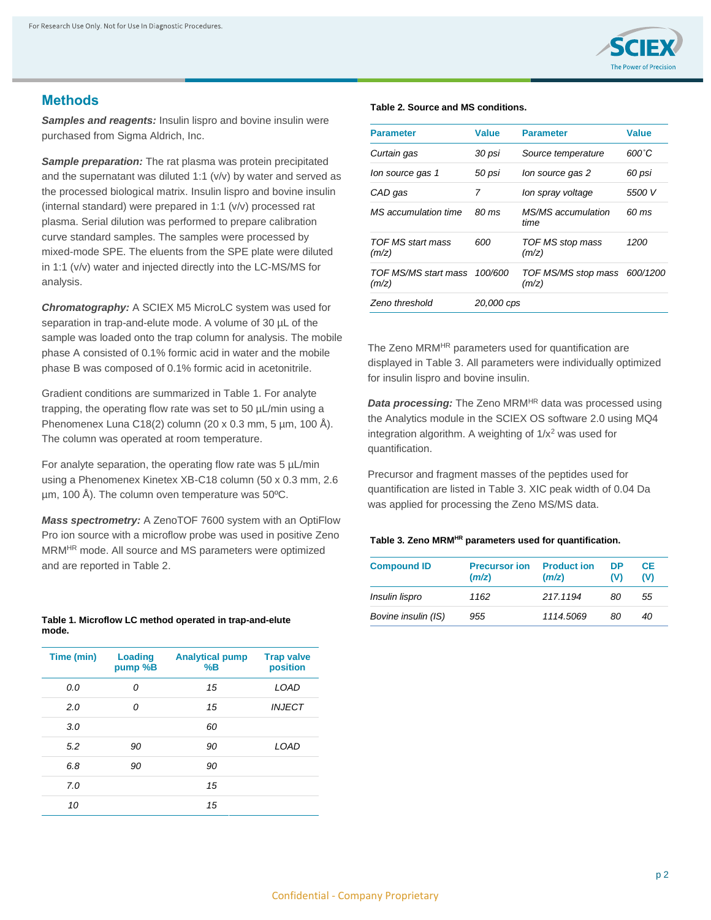## Methods

***Samples and reagents:*** Insulin lispro and bovine insulin were purchased from Sigma Aldrich, Inc.

***Sample preparation:*** The rat plasma was protein precipitated and the supernatant was diluted 1:1 (v/v) by water and served as the processed biological matrix. Insulin lispro and bovine insulin (internal standard) were prepared in 1:1 (v/v) processed rat plasma. Serial dilution was performed to prepare calibration curve standard samples. The samples were processed by mixed-mode SPE. The eluents from the SPE plate were diluted in 1:1 (v/v) water and injected directly into the LC-MS/MS for analysis.

***Chromatography:*** A SCIEX M5 MicroLC system was used for separation in trap-and-elute mode. A volume of 30 µL of the sample was loaded onto the trap column for analysis. The mobile phase A consisted of 0.1% formic acid in water and the mobile phase B was composed of 0.1% formic acid in acetonitrile.

Gradient conditions are summarized in Table 1. For analyte trapping, the operating flow rate was set to 50 µL/min using a Phenomenex Luna C18(2) column (20 x 0.3 mm, 5 µm, 100 Å). The column was operated at room temperature.

For analyte separation, the operating flow rate was 5 µL/min using a Phenomenex Kinetex XB-C18 column (50 x 0.3 mm, 2.6 µm, 100 Å). The column oven temperature was 50ºC.

***Mass spectrometry:*** A ZenoTOF 7600 system with an OptiFlow Pro ion source with a microflow probe was used in positive Zeno MRM$^{HR}$ mode. All source and MS parameters were optimized and are reported in Table 2.

**Table 1. Microflow LC method operated in trap-and-elute mode.**

| Time (min) | Loading pump %B | Analytical pump %B | Trap valve position |
|---|---|---|---|
| 0.0 | 0 | 15 | LOAD |
| 2.0 | 0 | 15 | INJECT |
| 3.0 | | 60 | |
| 5.2 | 90 | 90 | LOAD |
| 6.8 | 90 | 90 | |
| 7.0 | | 15 | |
| 10 | | 15 | |

**Table 2. Source and MS conditions.**

| Parameter | Value | Parameter | Value |
|---|---|---|---|
| Curtain gas | 30 psi | Source temperature | 600˚C |
| Ion source gas 1 | 50 psi | Ion source gas 2 | 60 psi |
| CAD gas | 7 | Ion spray voltage | 5500 V |
| MS accumulation time | 80 ms | MS/MS accumulation time | 60 ms |
| TOF MS start mass (m/z) | 600 | TOF MS stop mass (m/z) | 1200 |
| TOF MS/MS start mass (m/z) | 100/600 | TOF MS/MS stop mass (m/z) | 600/1200 |
| Zeno threshold | 20,000 cps | | |

The Zeno MRM$^{HR}$ parameters used for quantification are displayed in Table 3. All parameters were individually optimized for insulin lispro and bovine insulin.

***Data processing:*** The Zeno MRM$^{HR}$ data was processed using the Analytics module in the SCIEX OS software 2.0 using MQ4 integration algorithm. A weighting of $1/x^2$ was used for quantification.

Precursor and fragment masses of the peptides used for quantification are listed in Table 3. XIC peak width of 0.04 Da was applied for processing the Zeno MS/MS data.

**Table 3. Zeno MRM$^{HR}$ parameters used for quantification.**

| Compound ID | Precursor ion (m/z) | Product ion (m/z) | DP (V) | CE (V) |
|---|---|---|---|---|
| Insulin lispro | 1162 | 217.1194 | 80 | 55 |
| Bovine insulin (IS) | 955 | 1114.5069 | 80 | 40 |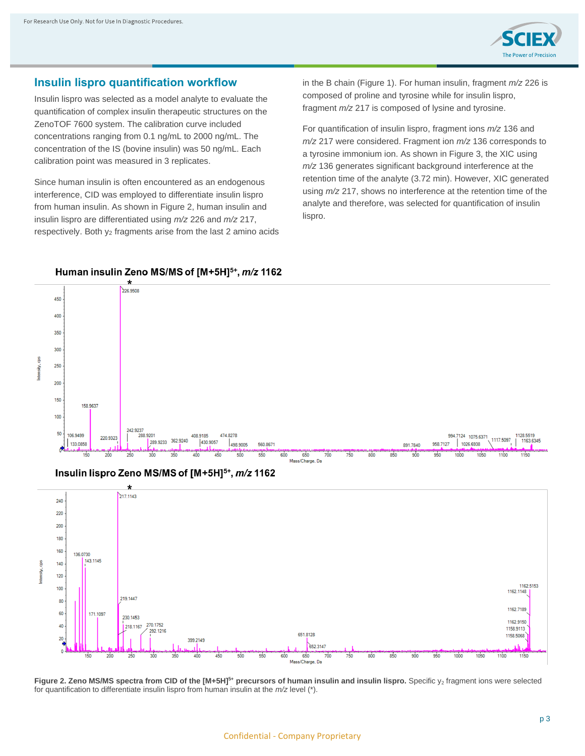## Insulin lispro quantification workflow

Insulin lispro was selected as a model analyte to evaluate the quantification of complex insulin therapeutic structures on the ZenoTOF 7600 system. The calibration curve included concentrations ranging from 0.1 ng/mL to 2000 ng/mL. The concentration of the IS (bovine insulin) was 50 ng/mL. Each calibration point was measured in 3 replicates.

Since human insulin is often encountered as an endogenous interference, CID was employed to differentiate insulin lispro from human insulin. As shown in Figure 2, human insulin and insulin lispro are differentiated using *m/z* 226 and *m/z* 217, respectively. Both $y_2$ fragments arise from the last 2 amino acids in the B chain (Figure 1). For human insulin, fragment *m/z* 226 is composed of proline and tyrosine while for insulin lispro, fragment *m/z* 217 is composed of lysine and tyrosine.

For quantification of insulin lispro, fragment ions *m/z* 136 and *m/z* 217 were considered. Fragment ion *m/z* 136 corresponds to a tyrosine immonium ion. As shown in Figure 3, the XIC using *m/z* 136 generates significant background interference at the retention time of the analyte (3.72 min). However, XIC generated using *m/z* 217, shows no interference at the retention time of the analyte and therefore, was selected for quantification of insulin lispro.

**Figure 2. Zeno MS/MS spectra from CID of the $[M+5H]^{5+}$ precursors of human insulin and insulin lispro.** Specific $y_2$ fragment ions were selected for quantification to differentiate insulin lispro from human insulin at the *m/z* level (*).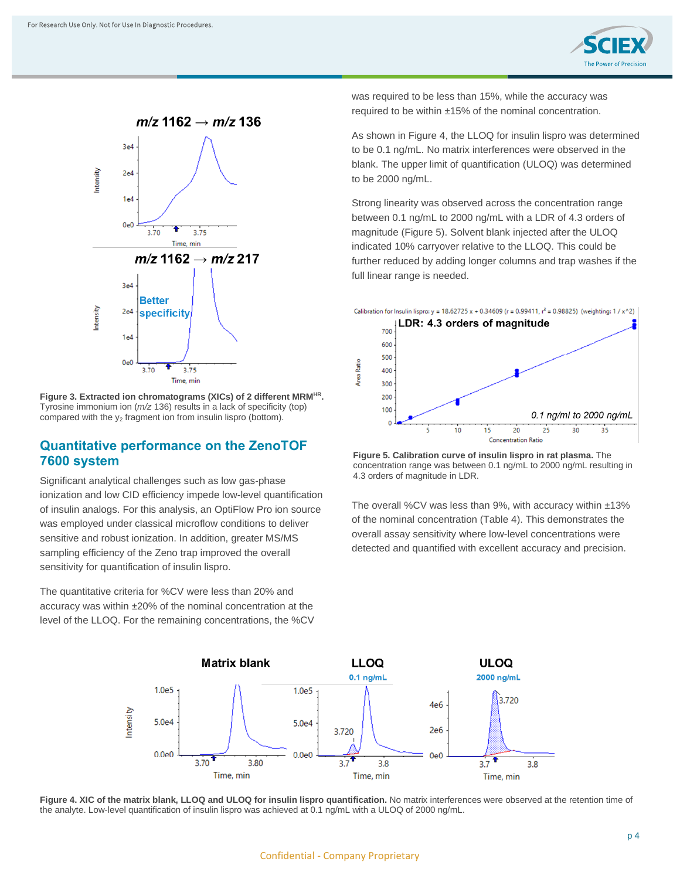**Figure 3. Extracted ion chromatograms (XICs) of 2 different MRM$^{HR}$.** Tyrosine immonium ion (*m/z* 136) results in a lack of specificity (top) compared with the $y_2$ fragment ion from insulin lispro (bottom).

## Quantitative performance on the ZenoTOF 7600 system

Significant analytical challenges such as low gas-phase ionization and low CID efficiency impede low-level quantification of insulin analogs. For this analysis, an OptiFlow Pro ion source was employed under classical microflow conditions to deliver sensitive and robust ionization. In addition, greater MS/MS sampling efficiency of the Zeno trap improved the overall sensitivity for quantification of insulin lispro.

The quantitative criteria for %CV were less than 20% and accuracy was within ±20% of the nominal concentration at the level of the LLOQ. For the remaining concentrations, the %CV was required to be less than 15%, while the accuracy was required to be within ±15% of the nominal concentration.

As shown in Figure 4, the LLOQ for insulin lispro was determined to be 0.1 ng/mL. No matrix interferences were observed in the blank. The upper limit of quantification (ULOQ) was determined to be 2000 ng/mL.

Strong linearity was observed across the concentration range between 0.1 ng/mL to 2000 ng/mL with a LDR of 4.3 orders of magnitude (Figure 5). Solvent blank injected after the ULOQ indicated 10% carryover relative to the LLOQ. This could be further reduced by adding longer columns and trap washes if the full linear range is needed.

**Figure 5. Calibration curve of insulin lispro in rat plasma.** The concentration range was between 0.1 ng/mL to 2000 ng/mL resulting in 4.3 orders of magnitude in LDR.

The overall %CV was less than 9%, with accuracy within ±13% of the nominal concentration (Table 4). This demonstrates the overall assay sensitivity where low-level concentrations were detected and quantified with excellent accuracy and precision.

**Figure 4. XIC of the matrix blank, LLOQ and ULOQ for insulin lispro quantification.** No matrix interferences were observed at the retention time of the analyte. Low-level quantification of insulin lispro was achieved at 0.1 ng/mL with a ULOQ of 2000 ng/mL.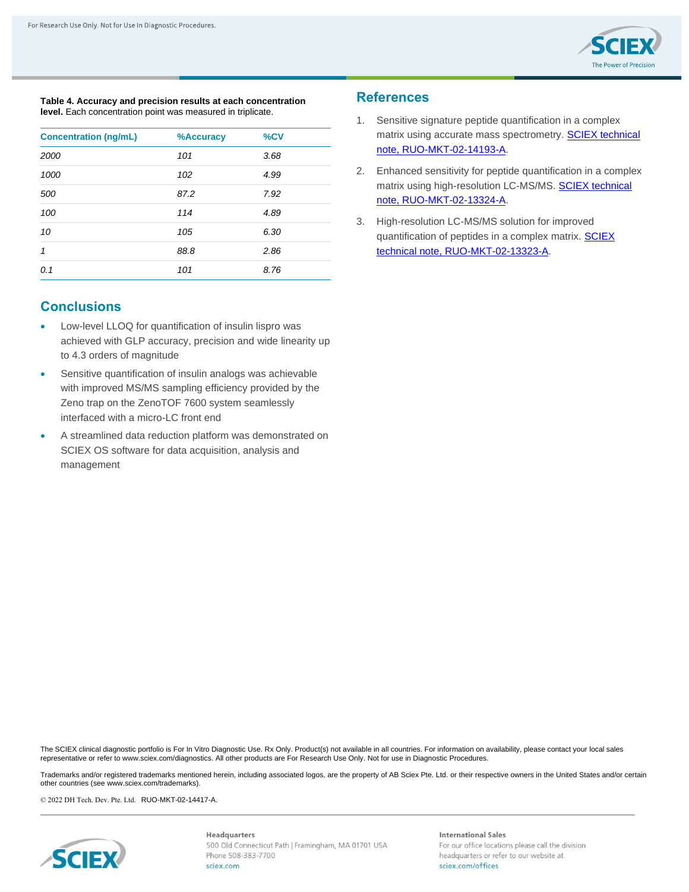**Table 4. Accuracy and precision results at each concentration level.** Each concentration point was measured in triplicate.

| Concentration (ng/mL) | %Accuracy | %CV |
|---|---|---|
| *2000* | *101* | *3.68* |
| *1000* | *102* | *4.99* |
| *500* | *87.2* | *7.92* |
| *100* | *114* | *4.89* |
| *10* | *105* | *6.30* |
| *1* | *88.8* | *2.86* |
| *0.1* | *101* | *8.76* |

## Conclusions

- Low-level LLOQ for quantification of insulin lispro was achieved with GLP accuracy, precision and wide linearity up to 4.3 orders of magnitude
- Sensitive quantification of insulin analogs was achievable with improved MS/MS sampling efficiency provided by the Zeno trap on the ZenoTOF 7600 system seamlessly interfaced with a micro-LC front end
- A streamlined data reduction platform was demonstrated on SCIEX OS software for data acquisition, analysis and management

## References

1. Sensitive signature peptide quantification in a complex matrix using accurate mass spectrometry. SCIEX technical note, RUO-MKT-02-14193-A.
2. Enhanced sensitivity for peptide quantification in a complex matrix using high-resolution LC-MS/MS. SCIEX technical note, RUO-MKT-02-13324-A.
3. High-resolution LC-MS/MS solution for improved quantification of peptides in a complex matrix. SCIEX technical note, RUO-MKT-02-13323-A.

The SCIEX clinical diagnostic portfolio is For In Vitro Diagnostic Use. Rx Only. Product(s) not available in all countries. For information on availability, please contact your local sales representative or refer to www.sciex.com/diagnostics. All other products are For Research Use Only. Not for use in Diagnostic Procedures.

Trademarks and/or registered trademarks mentioned herein, including associated logos, are the property of AB Sciex Pte. Ltd. or their respective owners in the United States and/or certain other countries (see www.sciex.com/trademarks).

© 2022 DH Tech. Dev. Pte. Ltd. RUO-MKT-02-14417-A.

**Headquarters**
500 Old Connecticut Path | Framingham, MA 01701 USA
Phone 508-383-7700
sciex.com

**International Sales**
For our office locations please call the division headquarters or refer to our website at
sciex.com/offices